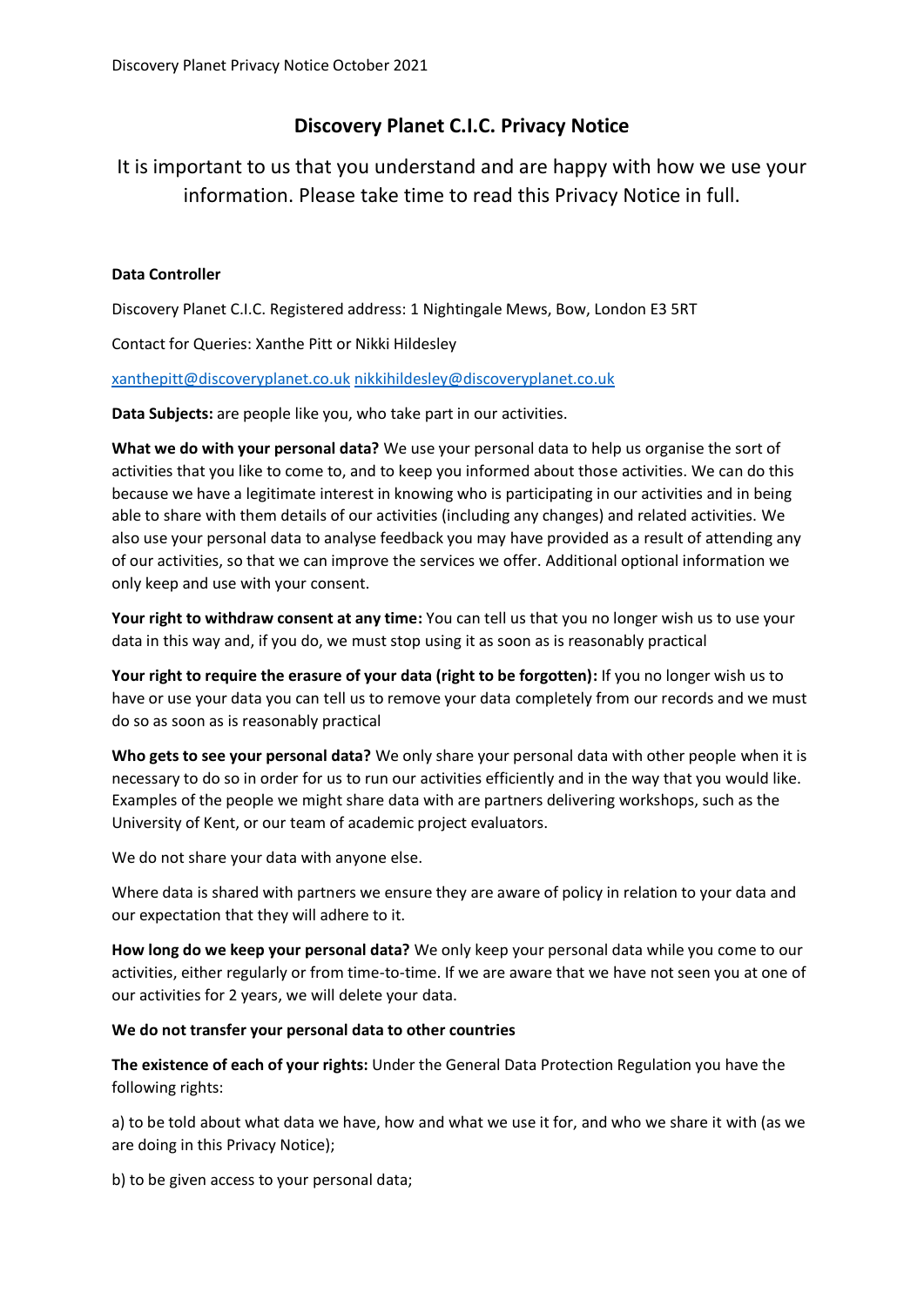# Discovery Planet C.I.C. Privacy Notice

## It is important to us that you understand and are happy with how we use your information. Please take time to read this Privacy Notice in full.

**Data Controller**

Discovery Planet C.I.C. Registered address: 1 Nightingale Mews, Bow, London E3 5RT

Contact for Queries: Xanthe Pitt or Nikki Hildesley

xanthepitt@discoveryplanet.co.uk nikkihildesley@discoveryplanet.co.uk

**Data Subjects:** are people like you, who take part in our activities.

**What we do with your personal data?** We use your personal data to help us organise the sort of activities that you like to come to, and to keep you informed about those activities. We can do this because we have a legitimate interest in knowing who is participating in our activities and in being able to share with them details of our activities (including any changes) and related activities. We also use your personal data to analyse feedback you may have provided as a result of attending any of our activities, so that we can improve the services we offer. Additional optional information we only keep and use with your consent.

**Your right to withdraw consent at any time:** You can tell us that you no longer wish us to use your data in this way and, if you do, we must stop using it as soon as is reasonably practical

**Your right to require the erasure of your data (right to be forgotten):** If you no longer wish us to have or use your data you can tell us to remove your data completely from our records and we must do so as soon as is reasonably practical

**Who gets to see your personal data?** We only share your personal data with other people when it is necessary to do so in order for us to run our activities efficiently and in the way that you would like. Examples of the people we might share data with are partners delivering workshops, such as the University of Kent, or our team of academic project evaluators.

We do not share your data with anyone else.

Where data is shared with partners we ensure they are aware of policy in relation to your data and our expectation that they will adhere to it.

**How long do we keep your personal data?** We only keep your personal data while you come to our activities, either regularly or from time-to-time. If we are aware that we have not seen you at one of our activities for 2 years, we will delete your data.

**We do not transfer your personal data to other countries**

**The existence of each of your rights:** Under the General Data Protection Regulation you have the following rights:

a) to be told about what data we have, how and what we use it for, and who we share it with (as we are doing in this Privacy Notice);

b) to be given access to your personal data;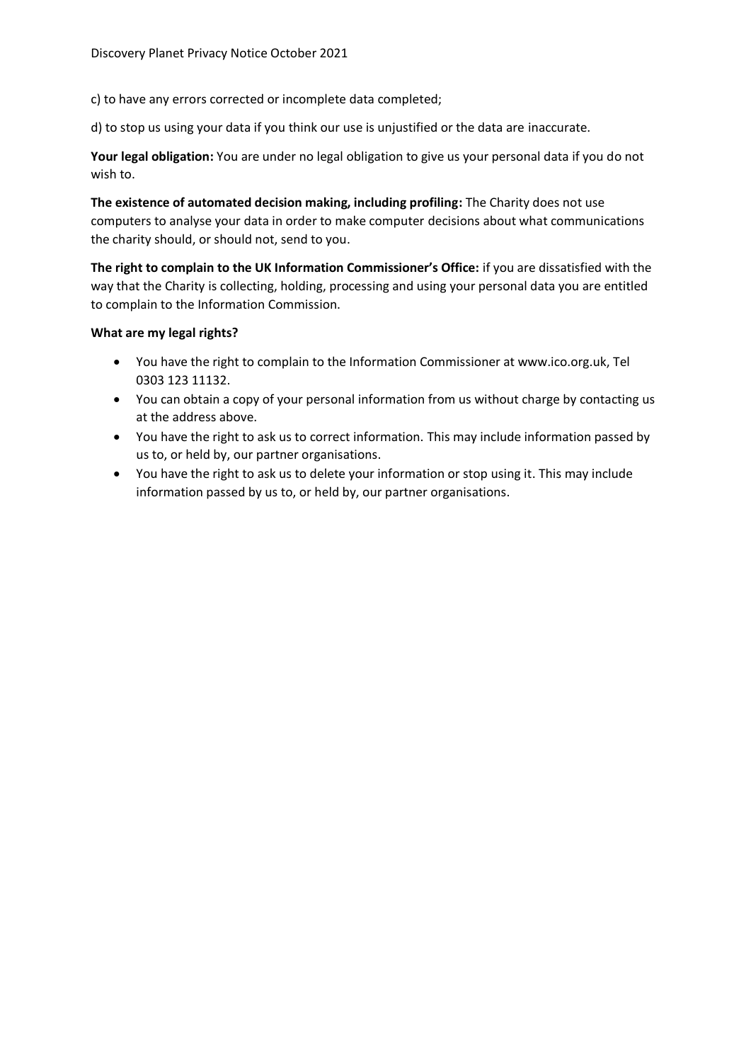c) to have any errors corrected or incomplete data completed;

d) to stop us using your data if you think our use is unjustified or the data are inaccurate.

**Your legal obligation:** You are under no legal obligation to give us your personal data if you do not wish to.

**The existence of automated decision making, including profiling:** The Charity does not use computers to analyse your data in order to make computer decisions about what communications the charity should, or should not, send to you.

**The right to complain to the UK Information Commissioner's Office:** if you are dissatisfied with the way that the Charity is collecting, holding, processing and using your personal data you are entitled to complain to the Information Commission.

**What are my legal rights?**

- You have the right to complain to the Information Commissioner at www.ico.org.uk, Tel 0303 123 11132.
- You can obtain a copy of your personal information from us without charge by contacting us at the address above.
- You have the right to ask us to correct information. This may include information passed by us to, or held by, our partner organisations.
- You have the right to ask us to delete your information or stop using it. This may include information passed by us to, or held by, our partner organisations.